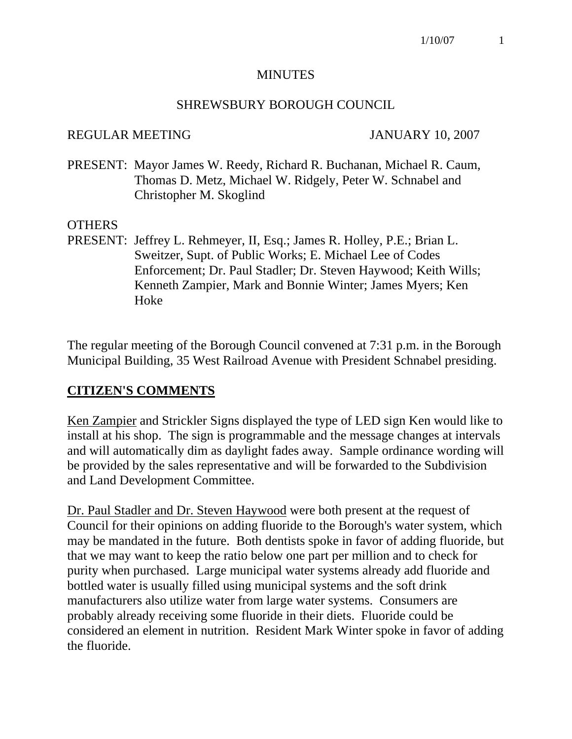# MINUTES

## SHREWSBURY BOROUGH COUNCIL

REGULAR MEETING JANUARY 10, 2007

PRESENT: Mayor James W. Reedy, Richard R. Buchanan, Michael R. Caum, Thomas D. Metz, Michael W. Ridgely, Peter W. Schnabel and Christopher M. Skoglind

OTHERS
PRESENT: Jeffrey L. Rehmeyer, II, Esq.; James R. Holley, P.E.; Brian L. Sweitzer, Supt. of Public Works; E. Michael Lee of Codes Enforcement; Dr. Paul Stadler; Dr. Steven Haywood; Keith Wills; Kenneth Zampier, Mark and Bonnie Winter; James Myers; Ken Hoke

The regular meeting of the Borough Council convened at 7:31 p.m. in the Borough Municipal Building, 35 West Railroad Avenue with President Schnabel presiding.

**CITIZEN'S COMMENTS**

Ken Zampier and Strickler Signs displayed the type of LED sign Ken would like to install at his shop. The sign is programmable and the message changes at intervals and will automatically dim as daylight fades away. Sample ordinance wording will be provided by the sales representative and will be forwarded to the Subdivision and Land Development Committee.

Dr. Paul Stadler and Dr. Steven Haywood were both present at the request of Council for their opinions on adding fluoride to the Borough's water system, which may be mandated in the future. Both dentists spoke in favor of adding fluoride, but that we may want to keep the ratio below one part per million and to check for purity when purchased. Large municipal water systems already add fluoride and bottled water is usually filled using municipal systems and the soft drink manufacturers also utilize water from large water systems. Consumers are probably already receiving some fluoride in their diets. Fluoride could be considered an element in nutrition. Resident Mark Winter spoke in favor of adding the fluoride.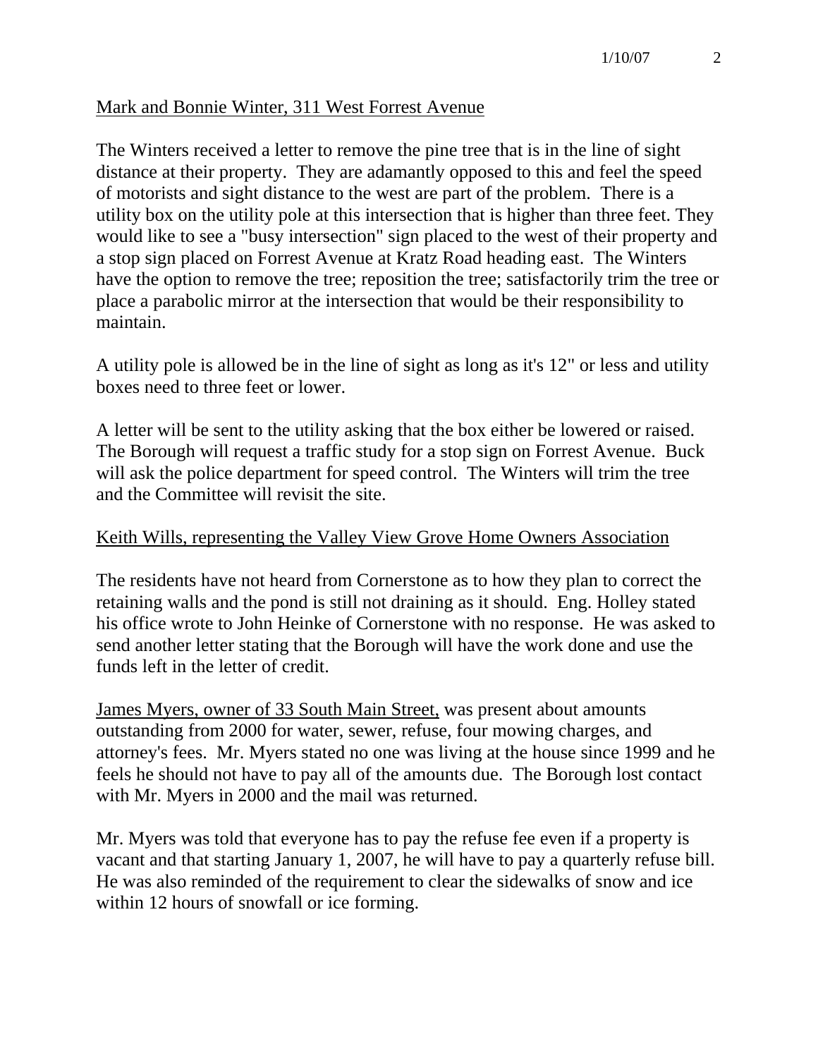Mark and Bonnie Winter, 311 West Forrest Avenue

The Winters received a letter to remove the pine tree that is in the line of sight distance at their property. They are adamantly opposed to this and feel the speed of motorists and sight distance to the west are part of the problem. There is a utility box on the utility pole at this intersection that is higher than three feet. They would like to see a "busy intersection" sign placed to the west of their property and a stop sign placed on Forrest Avenue at Kratz Road heading east. The Winters have the option to remove the tree; reposition the tree; satisfactorily trim the tree or place a parabolic mirror at the intersection that would be their responsibility to maintain.

A utility pole is allowed be in the line of sight as long as it's 12" or less and utility boxes need to three feet or lower.

A letter will be sent to the utility asking that the box either be lowered or raised. The Borough will request a traffic study for a stop sign on Forrest Avenue. Buck will ask the police department for speed control. The Winters will trim the tree and the Committee will revisit the site.

Keith Wills, representing the Valley View Grove Home Owners Association

The residents have not heard from Cornerstone as to how they plan to correct the retaining walls and the pond is still not draining as it should. Eng. Holley stated his office wrote to John Heinke of Cornerstone with no response. He was asked to send another letter stating that the Borough will have the work done and use the funds left in the letter of credit.

James Myers, owner of 33 South Main Street, was present about amounts outstanding from 2000 for water, sewer, refuse, four mowing charges, and attorney's fees. Mr. Myers stated no one was living at the house since 1999 and he feels he should not have to pay all of the amounts due. The Borough lost contact with Mr. Myers in 2000 and the mail was returned.

Mr. Myers was told that everyone has to pay the refuse fee even if a property is vacant and that starting January 1, 2007, he will have to pay a quarterly refuse bill. He was also reminded of the requirement to clear the sidewalks of snow and ice within 12 hours of snowfall or ice forming.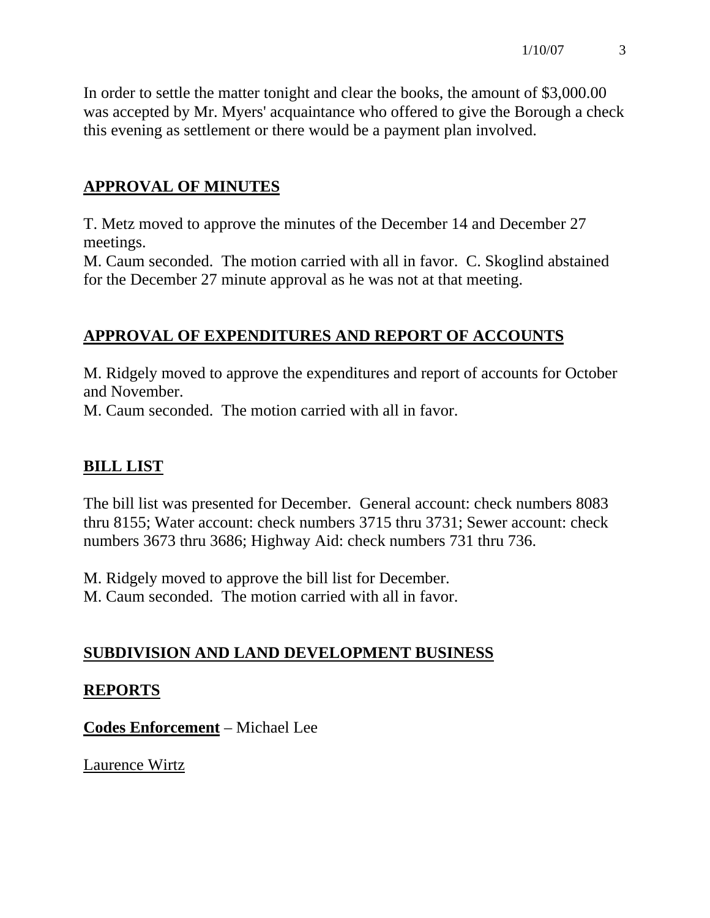In order to settle the matter tonight and clear the books, the amount of $3,000.00 was accepted by Mr. Myers' acquaintance who offered to give the Borough a check this evening as settlement or there would be a payment plan involved.

## APPROVAL OF MINUTES

T. Metz moved to approve the minutes of the December 14 and December 27 meetings.
M. Caum seconded. The motion carried with all in favor. C. Skoglind abstained for the December 27 minute approval as he was not at that meeting.

## APPROVAL OF EXPENDITURES AND REPORT OF ACCOUNTS

M. Ridgely moved to approve the expenditures and report of accounts for October and November.
M. Caum seconded. The motion carried with all in favor.

## BILL LIST

The bill list was presented for December. General account: check numbers 8083 thru 8155; Water account: check numbers 3715 thru 3731; Sewer account: check numbers 3673 thru 3686; Highway Aid: check numbers 731 thru 736.

M. Ridgely moved to approve the bill list for December.
M. Caum seconded. The motion carried with all in favor.

## SUBDIVISION AND LAND DEVELOPMENT BUSINESS

## REPORTS

**Codes Enforcement** – Michael Lee

Laurence Wirtz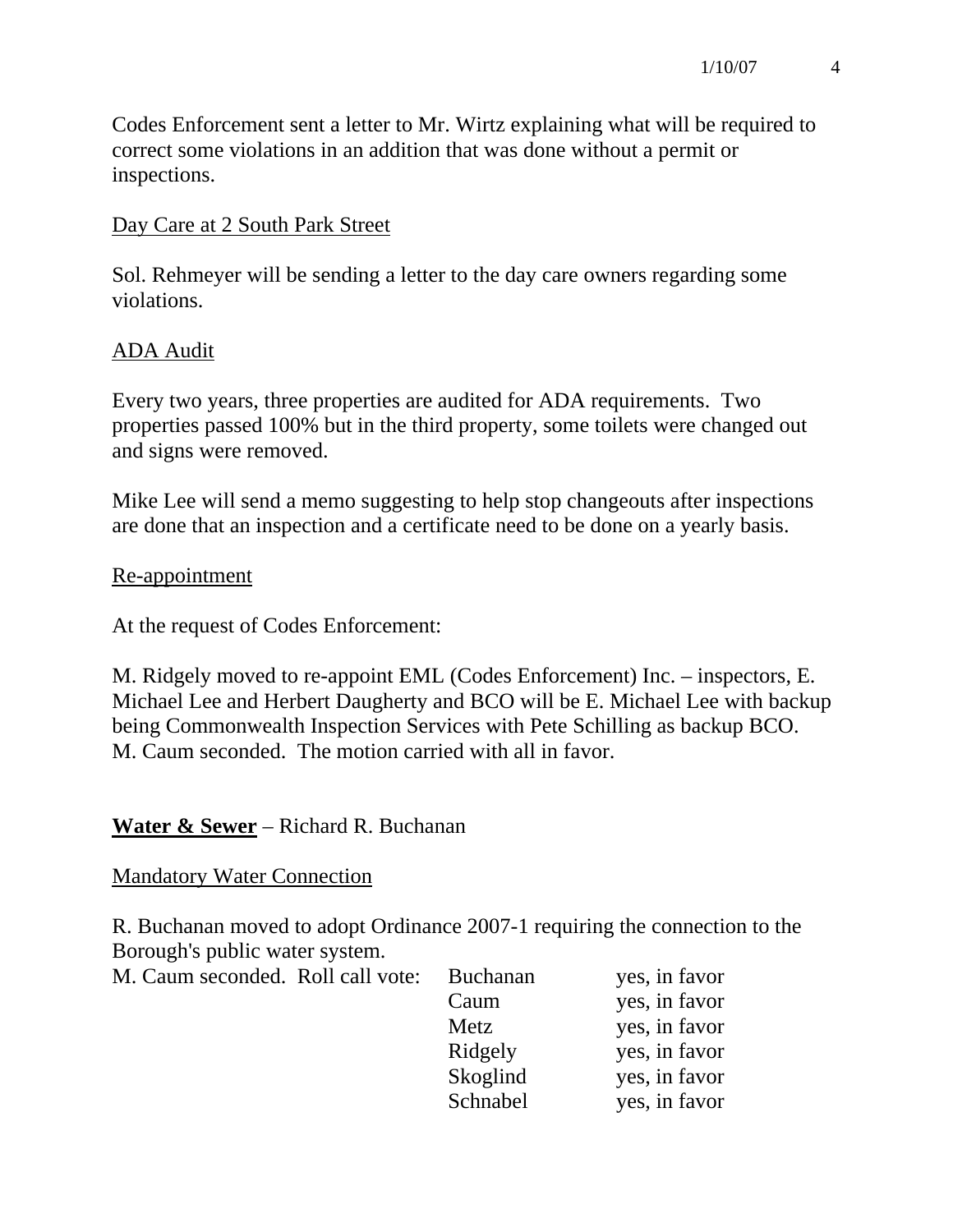Codes Enforcement sent a letter to Mr. Wirtz explaining what will be required to correct some violations in an addition that was done without a permit or inspections.

<u>Day Care at 2 South Park Street</u>

Sol. Rehmeyer will be sending a letter to the day care owners regarding some violations.

<u>ADA Audit</u>

Every two years, three properties are audited for ADA requirements. Two properties passed 100% but in the third property, some toilets were changed out and signs were removed.

Mike Lee will send a memo suggesting to help stop changeouts after inspections are done that an inspection and a certificate need to be done on a yearly basis.

<u>Re-appointment</u>

At the request of Codes Enforcement:

M. Ridgely moved to re-appoint EML (Codes Enforcement) Inc. – inspectors, E. Michael Lee and Herbert Daugherty and BCO will be E. Michael Lee with backup being Commonwealth Inspection Services with Pete Schilling as backup BCO. M. Caum seconded. The motion carried with all in favor.

**Water & Sewer** – Richard R. Buchanan

<u>Mandatory Water Connection</u>

R. Buchanan moved to adopt Ordinance 2007-1 requiring the connection to the Borough's public water system.

M. Caum seconded. Roll call vote:

| | |
|---|---|
| Buchanan | yes, in favor |
| Caum | yes, in favor |
| Metz | yes, in favor |
| Ridgely | yes, in favor |
| Skoglind | yes, in favor |
| Schnabel | yes, in favor |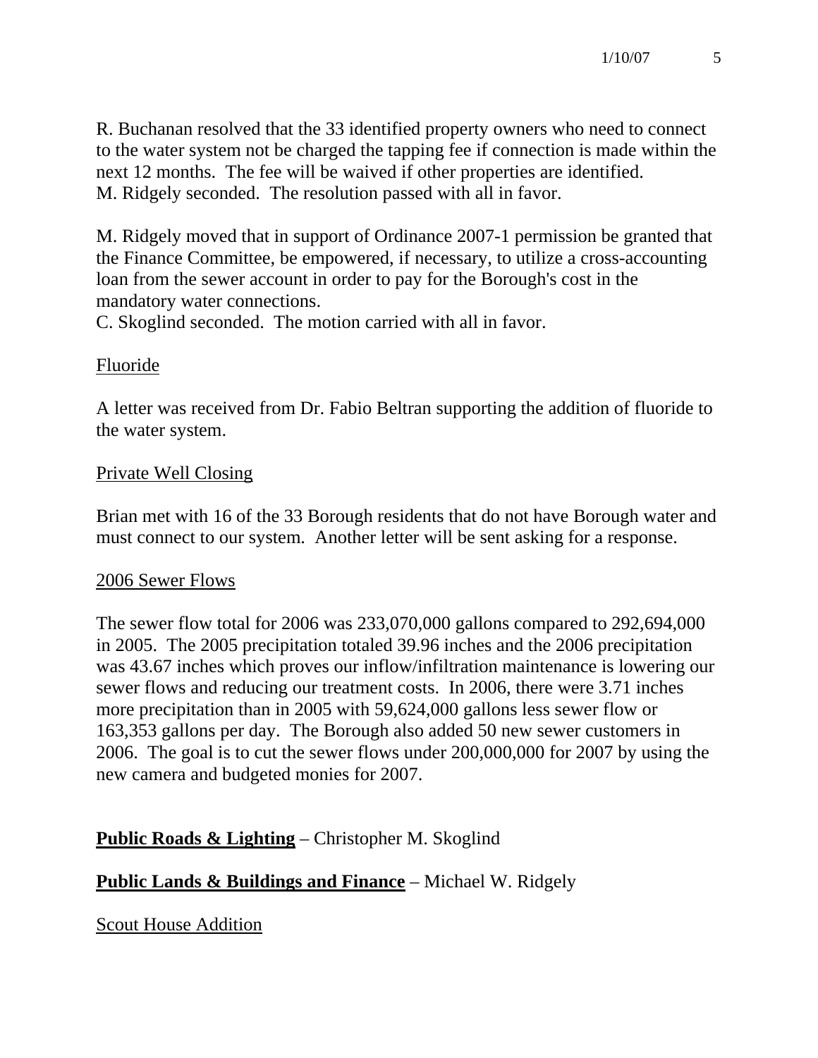R. Buchanan resolved that the 33 identified property owners who need to connect to the water system not be charged the tapping fee if connection is made within the next 12 months. The fee will be waived if other properties are identified. M. Ridgely seconded. The resolution passed with all in favor.

M. Ridgely moved that in support of Ordinance 2007-1 permission be granted that the Finance Committee, be empowered, if necessary, to utilize a cross-accounting loan from the sewer account in order to pay for the Borough's cost in the mandatory water connections.
C. Skoglind seconded. The motion carried with all in favor.

Fluoride

A letter was received from Dr. Fabio Beltran supporting the addition of fluoride to the water system.

Private Well Closing

Brian met with 16 of the 33 Borough residents that do not have Borough water and must connect to our system. Another letter will be sent asking for a response.

2006 Sewer Flows

The sewer flow total for 2006 was 233,070,000 gallons compared to 292,694,000 in 2005. The 2005 precipitation totaled 39.96 inches and the 2006 precipitation was 43.67 inches which proves our inflow/infiltration maintenance is lowering our sewer flows and reducing our treatment costs. In 2006, there were 3.71 inches more precipitation than in 2005 with 59,624,000 gallons less sewer flow or 163,353 gallons per day. The Borough also added 50 new sewer customers in 2006. The goal is to cut the sewer flows under 200,000,000 for 2007 by using the new camera and budgeted monies for 2007.

**Public Roads & Lighting** – Christopher M. Skoglind

**Public Lands & Buildings and Finance** – Michael W. Ridgely

Scout House Addition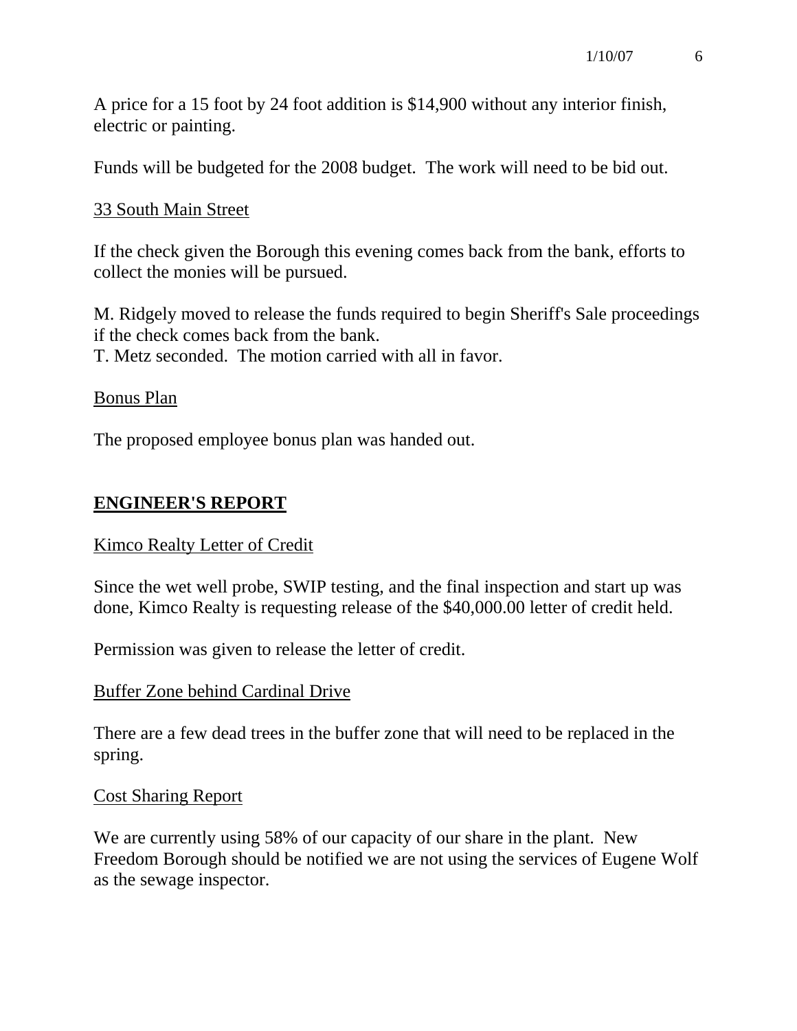A price for a 15 foot by 24 foot addition is $14,900 without any interior finish, electric or painting.

Funds will be budgeted for the 2008 budget. The work will need to be bid out.

<u>33 South Main Street</u>

If the check given the Borough this evening comes back from the bank, efforts to collect the monies will be pursued.

M. Ridgely moved to release the funds required to begin Sheriff's Sale proceedings if the check comes back from the bank.
T. Metz seconded. The motion carried with all in favor.

<u>Bonus Plan</u>

The proposed employee bonus plan was handed out.

## ENGINEER'S REPORT

<u>Kimco Realty Letter of Credit</u>

Since the wet well probe, SWIP testing, and the final inspection and start up was done, Kimco Realty is requesting release of the $40,000.00 letter of credit held.

Permission was given to release the letter of credit.

<u>Buffer Zone behind Cardinal Drive</u>

There are a few dead trees in the buffer zone that will need to be replaced in the spring.

<u>Cost Sharing Report</u>

We are currently using 58% of our capacity of our share in the plant. New Freedom Borough should be notified we are not using the services of Eugene Wolf as the sewage inspector.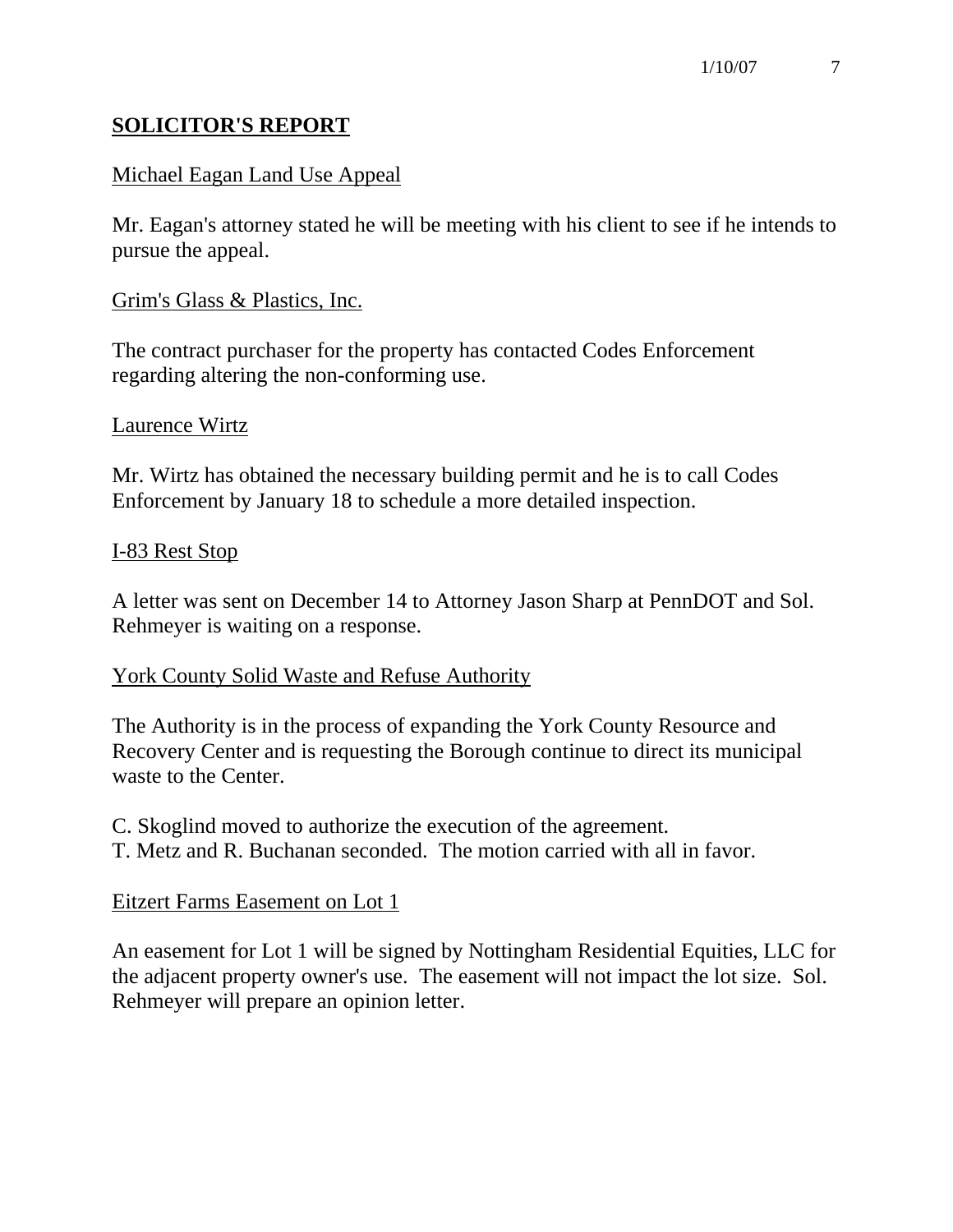## SOLICITOR'S REPORT

Michael Eagan Land Use Appeal

Mr. Eagan's attorney stated he will be meeting with his client to see if he intends to pursue the appeal.

Grim's Glass & Plastics, Inc.

The contract purchaser for the property has contacted Codes Enforcement regarding altering the non-conforming use.

Laurence Wirtz

Mr. Wirtz has obtained the necessary building permit and he is to call Codes Enforcement by January 18 to schedule a more detailed inspection.

I-83 Rest Stop

A letter was sent on December 14 to Attorney Jason Sharp at PennDOT and Sol. Rehmeyer is waiting on a response.

York County Solid Waste and Refuse Authority

The Authority is in the process of expanding the York County Resource and Recovery Center and is requesting the Borough continue to direct its municipal waste to the Center.

C. Skoglind moved to authorize the execution of the agreement.
T. Metz and R. Buchanan seconded. The motion carried with all in favor.

Eitzert Farms Easement on Lot 1

An easement for Lot 1 will be signed by Nottingham Residential Equities, LLC for the adjacent property owner's use. The easement will not impact the lot size. Sol. Rehmeyer will prepare an opinion letter.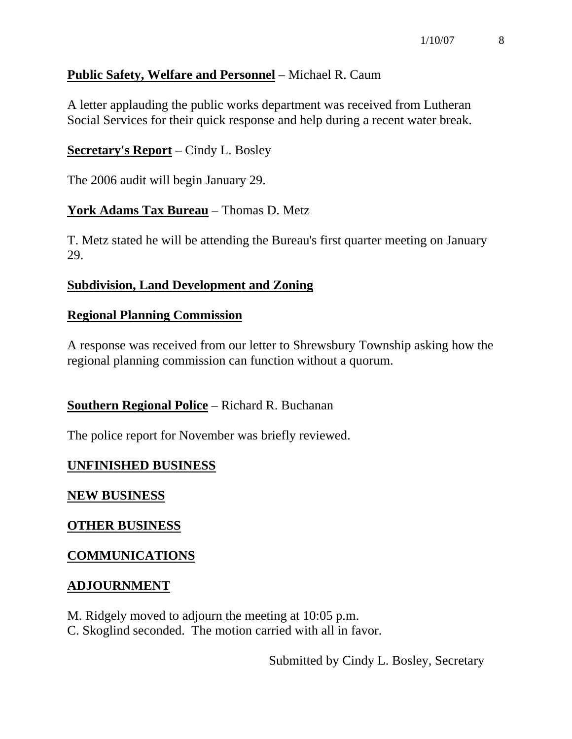**Public Safety, Welfare and Personnel** – Michael R. Caum

A letter applauding the public works department was received from Lutheran Social Services for their quick response and help during a recent water break.

**Secretary's Report** – Cindy L. Bosley

The 2006 audit will begin January 29.

**York Adams Tax Bureau** – Thomas D. Metz

T. Metz stated he will be attending the Bureau's first quarter meeting on January 29.

**Subdivision, Land Development and Zoning**

**Regional Planning Commission**

A response was received from our letter to Shrewsbury Township asking how the regional planning commission can function without a quorum.

**Southern Regional Police** – Richard R. Buchanan

The police report for November was briefly reviewed.

**UNFINISHED BUSINESS**

**NEW BUSINESS**

**OTHER BUSINESS**

**COMMUNICATIONS**

**ADJOURNMENT**

M. Ridgely moved to adjourn the meeting at 10:05 p.m.
C. Skoglind seconded. The motion carried with all in favor.

Submitted by Cindy L. Bosley, Secretary